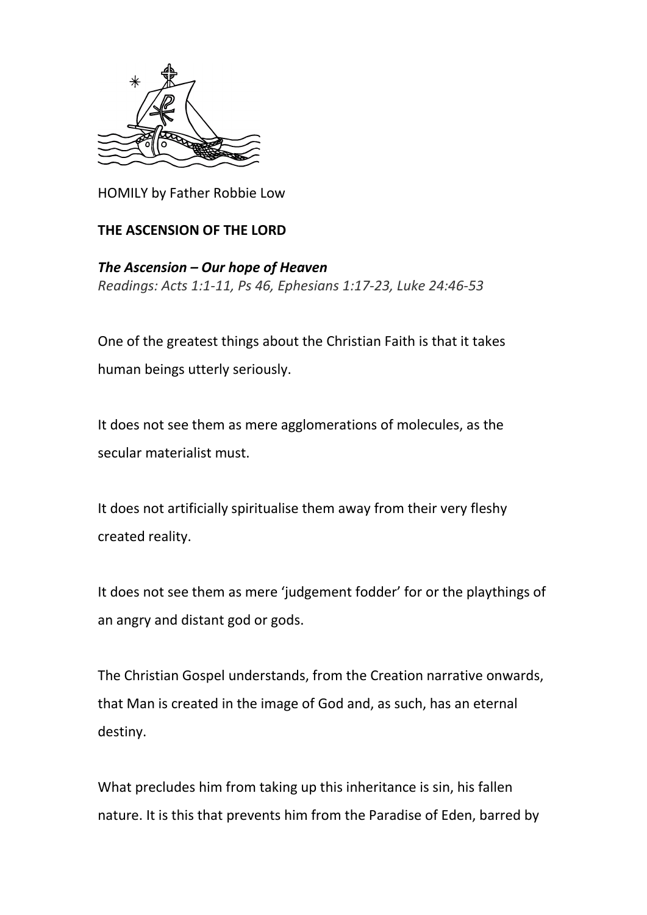HOMILY by Father Robbie Low

**THE ASCENSION OF THE LORD**

***The Ascension – Our hope of Heaven***

*Readings: Acts 1:1-11, Ps 46, Ephesians 1:17-23, Luke 24:46-53*

One of the greatest things about the Christian Faith is that it takes human beings utterly seriously.

It does not see them as mere agglomerations of molecules, as the secular materialist must.

It does not artificially spiritualise them away from their very fleshy created reality.

It does not see them as mere 'judgement fodder' for or the playthings of an angry and distant god or gods.

The Christian Gospel understands, from the Creation narrative onwards, that Man is created in the image of God and, as such, has an eternal destiny.

What precludes him from taking up this inheritance is sin, his fallen nature. It is this that prevents him from the Paradise of Eden, barred by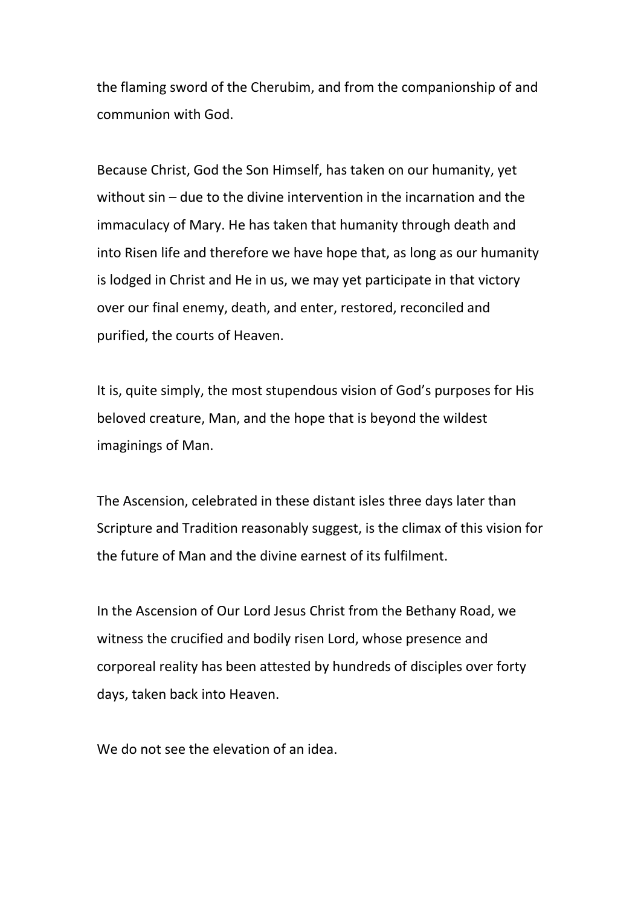the flaming sword of the Cherubim, and from the companionship of and communion with God.

Because Christ, God the Son Himself, has taken on our humanity, yet without sin – due to the divine intervention in the incarnation and the immaculacy of Mary. He has taken that humanity through death and into Risen life and therefore we have hope that, as long as our humanity is lodged in Christ and He in us, we may yet participate in that victory over our final enemy, death, and enter, restored, reconciled and purified, the courts of Heaven.

It is, quite simply, the most stupendous vision of God's purposes for His beloved creature, Man, and the hope that is beyond the wildest imaginings of Man.

The Ascension, celebrated in these distant isles three days later than Scripture and Tradition reasonably suggest, is the climax of this vision for the future of Man and the divine earnest of its fulfilment.

In the Ascension of Our Lord Jesus Christ from the Bethany Road, we witness the crucified and bodily risen Lord, whose presence and corporeal reality has been attested by hundreds of disciples over forty days, taken back into Heaven.

We do not see the elevation of an idea.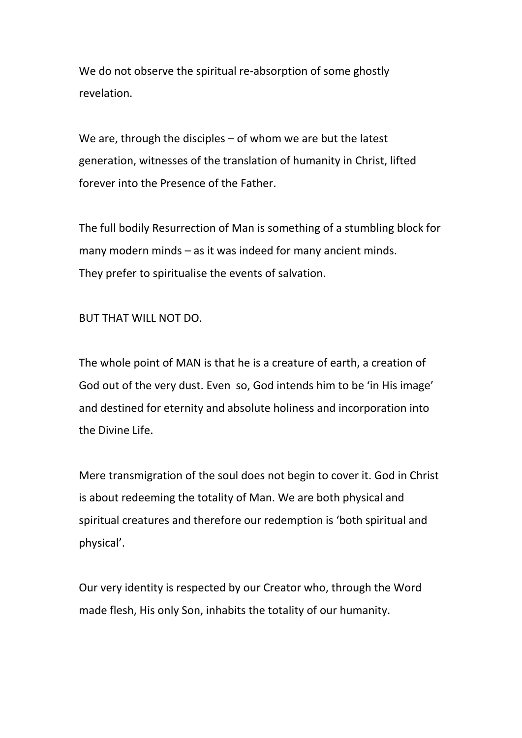We do not observe the spiritual re-absorption of some ghostly revelation.

We are, through the disciples – of whom we are but the latest generation, witnesses of the translation of humanity in Christ, lifted forever into the Presence of the Father.

The full bodily Resurrection of Man is something of a stumbling block for many modern minds – as it was indeed for many ancient minds.
They prefer to spiritualise the events of salvation.

BUT THAT WILL NOT DO.

The whole point of MAN is that he is a creature of earth, a creation of God out of the very dust. Even so, God intends him to be 'in His image' and destined for eternity and absolute holiness and incorporation into the Divine Life.

Mere transmigration of the soul does not begin to cover it. God in Christ is about redeeming the totality of Man. We are both physical and spiritual creatures and therefore our redemption is 'both spiritual and physical'.

Our very identity is respected by our Creator who, through the Word made flesh, His only Son, inhabits the totality of our humanity.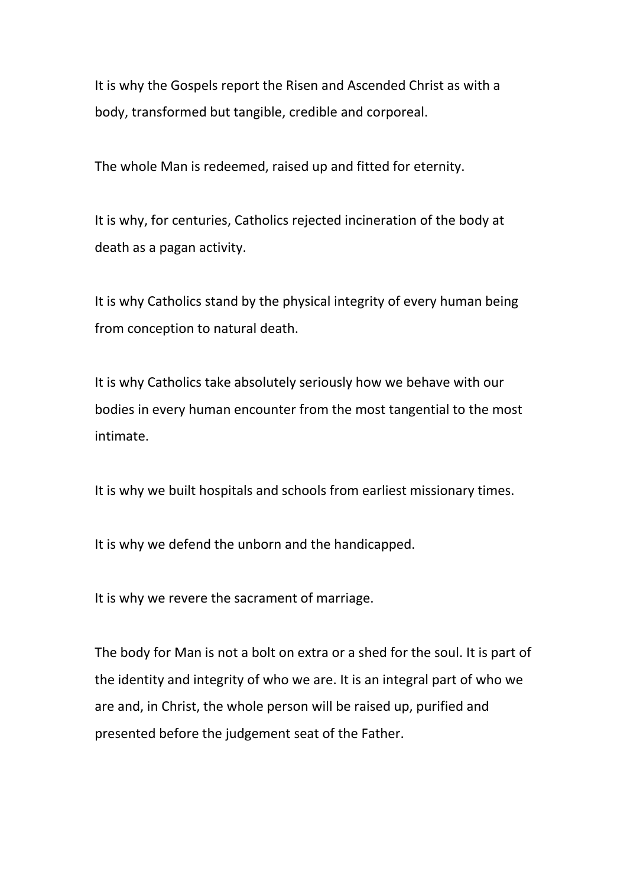It is why the Gospels report the Risen and Ascended Christ as with a body, transformed but tangible, credible and corporeal.

The whole Man is redeemed, raised up and fitted for eternity.

It is why, for centuries, Catholics rejected incineration of the body at death as a pagan activity.

It is why Catholics stand by the physical integrity of every human being from conception to natural death.

It is why Catholics take absolutely seriously how we behave with our bodies in every human encounter from the most tangential to the most intimate.

It is why we built hospitals and schools from earliest missionary times.

It is why we defend the unborn and the handicapped.

It is why we revere the sacrament of marriage.

The body for Man is not a bolt on extra or a shed for the soul. It is part of the identity and integrity of who we are. It is an integral part of who we are and, in Christ, the whole person will be raised up, purified and presented before the judgement seat of the Father.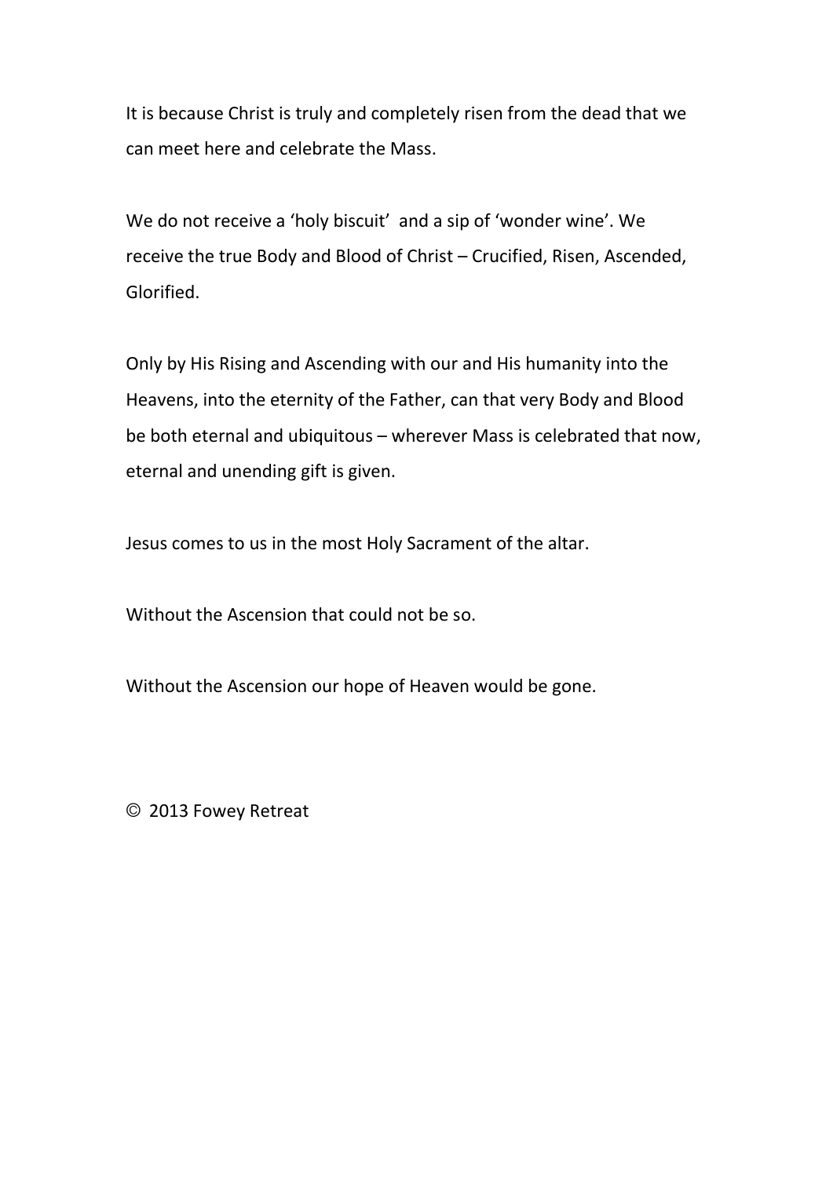It is because Christ is truly and completely risen from the dead that we can meet here and celebrate the Mass.

We do not receive a 'holy biscuit' and a sip of 'wonder wine'. We receive the true Body and Blood of Christ – Crucified, Risen, Ascended, Glorified.

Only by His Rising and Ascending with our and His humanity into the Heavens, into the eternity of the Father, can that very Body and Blood be both eternal and ubiquitous – wherever Mass is celebrated that now, eternal and unending gift is given.

Jesus comes to us in the most Holy Sacrament of the altar.

Without the Ascension that could not be so.

Without the Ascension our hope of Heaven would be gone.

© 2013 Fowey Retreat